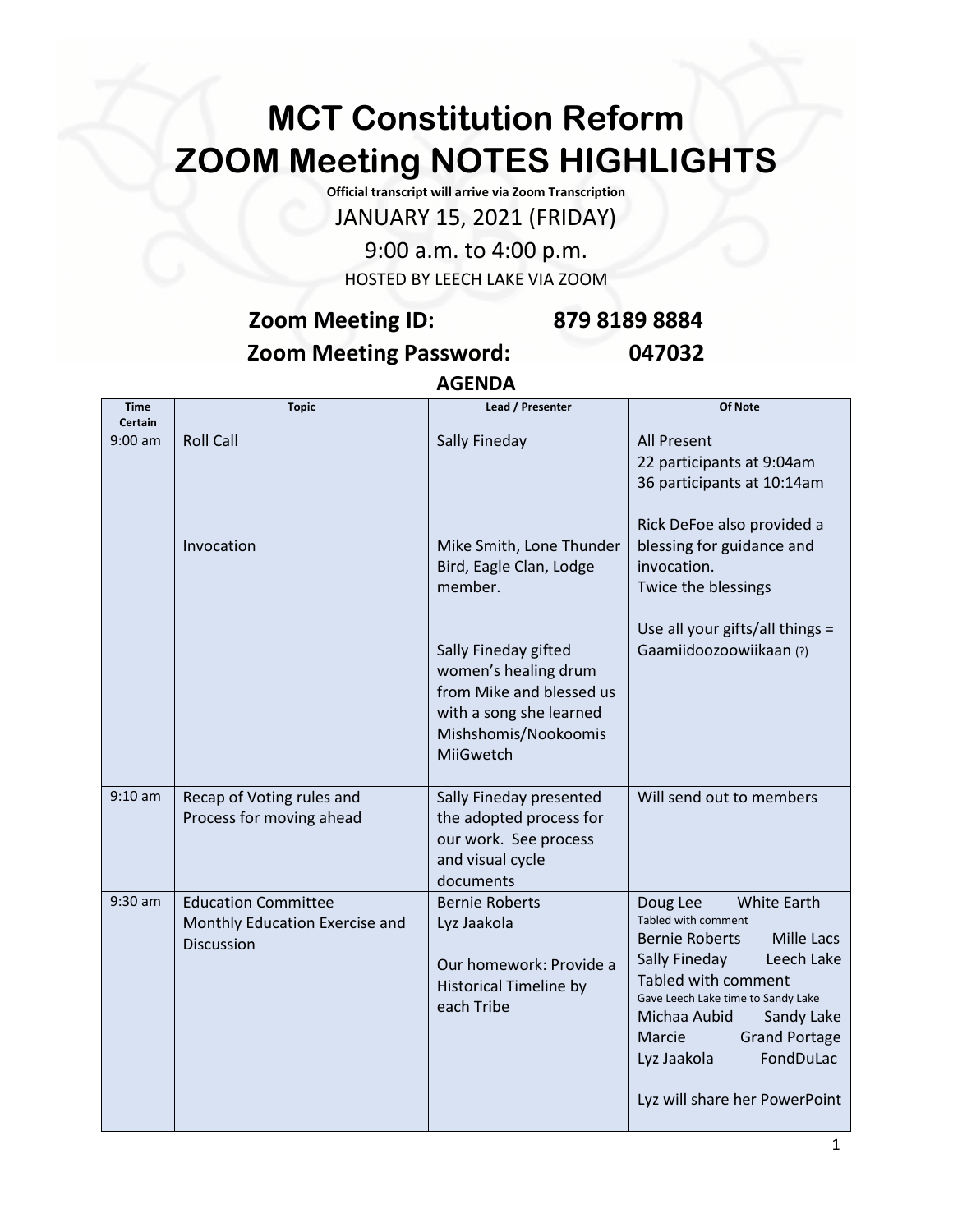# MCT Constitution Reform
# ZOOM Meeting NOTES HIGHLIGHTS

**Official transcript will arrive via Zoom Transcription**

JANUARY 15, 2021 (FRIDAY)

9:00 a.m. to 4:00 p.m.

HOSTED BY LEECH LAKE VIA ZOOM

**Zoom Meeting ID: 879 8189 8884**

**Zoom Meeting Password: 047032**

## AGENDA

| Time Certain | Topic | Lead / Presenter | Of Note |
|---|---|---|---|
| 9:00 am | Roll Call<br><br>Invocation | Sally Fineday<br><br>Mike Smith, Lone Thunder Bird, Eagle Clan, Lodge member.<br><br>Sally Fineday gifted women's healing drum from Mike and blessed us with a song she learned Mishshomis/Nookoomis MiiGwetch | All Present<br>22 participants at 9:04am<br>36 participants at 10:14am<br><br>Rick DeFoe also provided a blessing for guidance and invocation.<br>Twice the blessings<br><br>Use all your gifts/all things = Gaamiidoozoowiikaan (?) |
| 9:10 am | Recap of Voting rules and Process for moving ahead | Sally Fineday presented the adopted process for our work. See process and visual cycle documents | Will send out to members |
| 9:30 am | Education Committee<br>Monthly Education Exercise and Discussion | Bernie Roberts<br>Lyz Jaakola<br><br>Our homework: Provide a Historical Timeline by each Tribe | Doug Lee White Earth<br>Tabled with comment<br>Bernie Roberts Mille Lacs<br>Sally Fineday Leech Lake<br>Tabled with comment<br>Gave Leech Lake time to Sandy Lake<br>Michaa Aubid Sandy Lake<br>Marcie Grand Portage<br>Lyz Jaakola FondDuLac<br><br>Lyz will share her PowerPoint |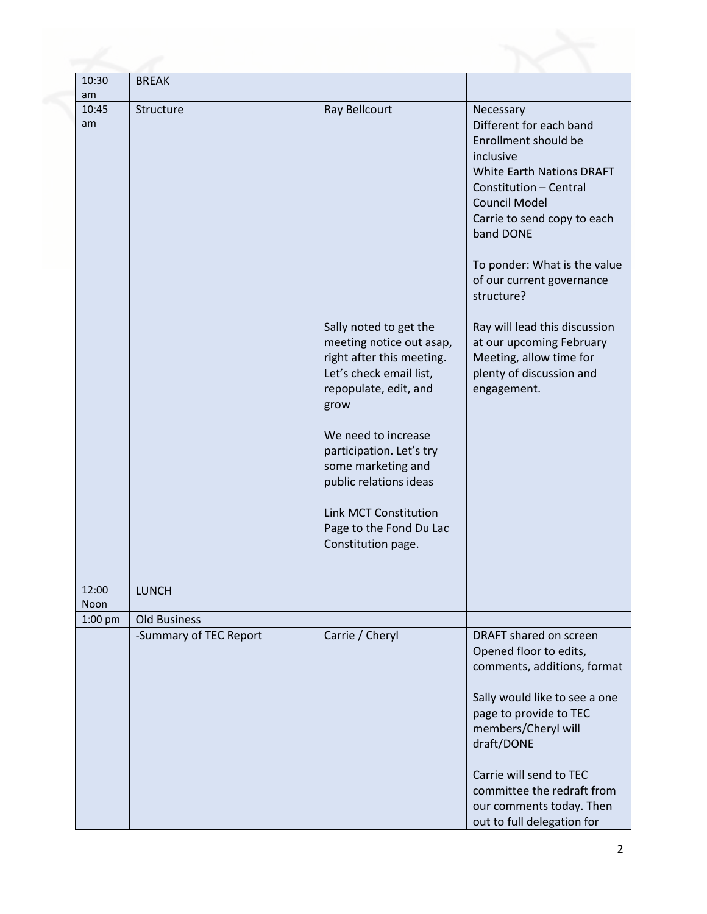| | | | |
|---|---|---|---|
| 10:30 am | BREAK | | |
| 10:45 am | Structure | Ray Bellcourt<br><br>Sally noted to get the meeting notice out asap, right after this meeting. Let's check email list, repopulate, edit, and grow<br><br>We need to increase participation. Let's try some marketing and public relations ideas<br><br>Link MCT Constitution Page to the Fond Du Lac Constitution page. | Necessary<br>Different for each band<br>Enrollment should be inclusive<br>White Earth Nations DRAFT Constitution – Central Council Model<br>Carrie to send copy to each band DONE<br><br>To ponder: What is the value of our current governance structure?<br><br>Ray will lead this discussion at our upcoming February Meeting, allow time for plenty of discussion and engagement. |
| 12:00 Noon | LUNCH | | |
| 1:00 pm | Old Business | | |
| | -Summary of TEC Report | Carrie / Cheryl | DRAFT shared on screen<br>Opened floor to edits, comments, additions, format<br><br>Sally would like to see a one page to provide to TEC members/Cheryl will draft/DONE<br><br>Carrie will send to TEC committee the redraft from our comments today. Then out to full delegation for |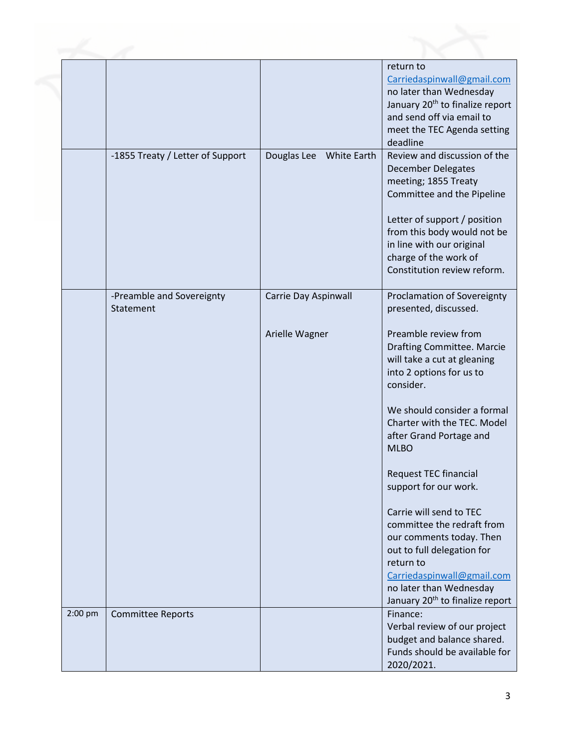|  |  |  |  |
|---|---|---|---|
|  |  |  | return to Carriedaspinwall@gmail.com no later than Wednesday January 20th to finalize report and send off via email to meet the TEC Agenda setting deadline |
|  | -1855 Treaty / Letter of Support | Douglas Lee White Earth | Review and discussion of the December Delegates meeting; 1855 Treaty Committee and the Pipeline<br><br>Letter of support / position from this body would not be in line with our original charge of the work of Constitution review reform. |
|  | -Preamble and Sovereignty Statement | Carrie Day Aspinwall<br><br>Arielle Wagner | Proclamation of Sovereignty presented, discussed.<br><br>Preamble review from Drafting Committee. Marcie will take a cut at gleaning into 2 options for us to consider.<br><br>We should consider a formal Charter with the TEC. Model after Grand Portage and MLBO<br><br>Request TEC financial support for our work.<br><br>Carrie will send to TEC committee the redraft from our comments today. Then out to full delegation for return to Carriedaspinwall@gmail.com no later than Wednesday January 20th to finalize report |
| 2:00 pm | Committee Reports |  | Finance:<br>Verbal review of our project budget and balance shared. Funds should be available for 2020/2021. |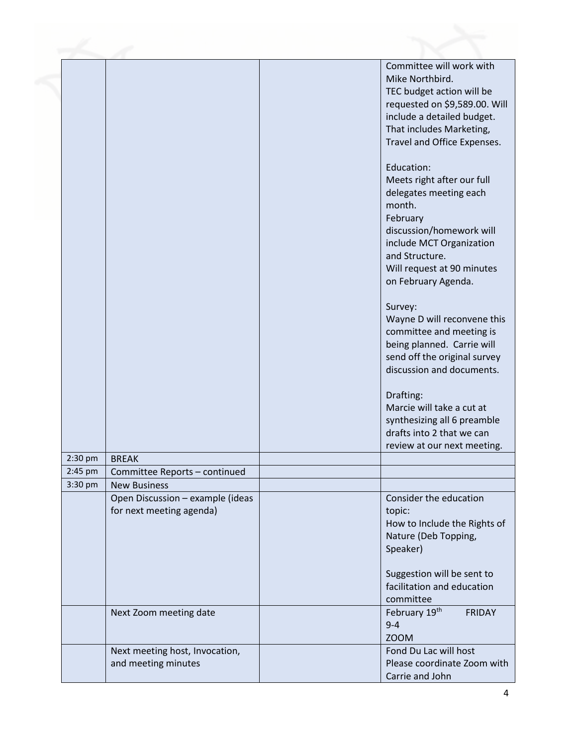|  |  |  |  |
|---|---|---|---|
|  |  |  | Committee will work with Mike Northbird.<br>TEC budget action will be requested on $9,589.00. Will include a detailed budget. That includes Marketing, Travel and Office Expenses.<br><br>Education:<br>Meets right after our full delegates meeting each month.<br>February discussion/homework will include MCT Organization and Structure.<br>Will request at 90 minutes on February Agenda.<br><br>Survey:<br>Wayne D will reconvene this committee and meeting is being planned. Carrie will send off the original survey discussion and documents.<br><br>Drafting:<br>Marcie will take a cut at synthesizing all 6 preamble drafts into 2 that we can review at our next meeting. |
| 2:30 pm | BREAK |  |  |
| 2:45 pm | Committee Reports – continued |  |  |
| 3:30 pm | New Business |  |  |
|  | Open Discussion – example (ideas for next meeting agenda) |  | Consider the education topic:<br>How to Include the Rights of Nature (Deb Topping, Speaker)<br><br>Suggestion will be sent to facilitation and education committee |
|  | Next Zoom meeting date |  | February 19th FRIDAY<br>9-4<br>ZOOM |
|  | Next meeting host, Invocation, and meeting minutes |  | Fond Du Lac will host<br>Please coordinate Zoom with Carrie and John |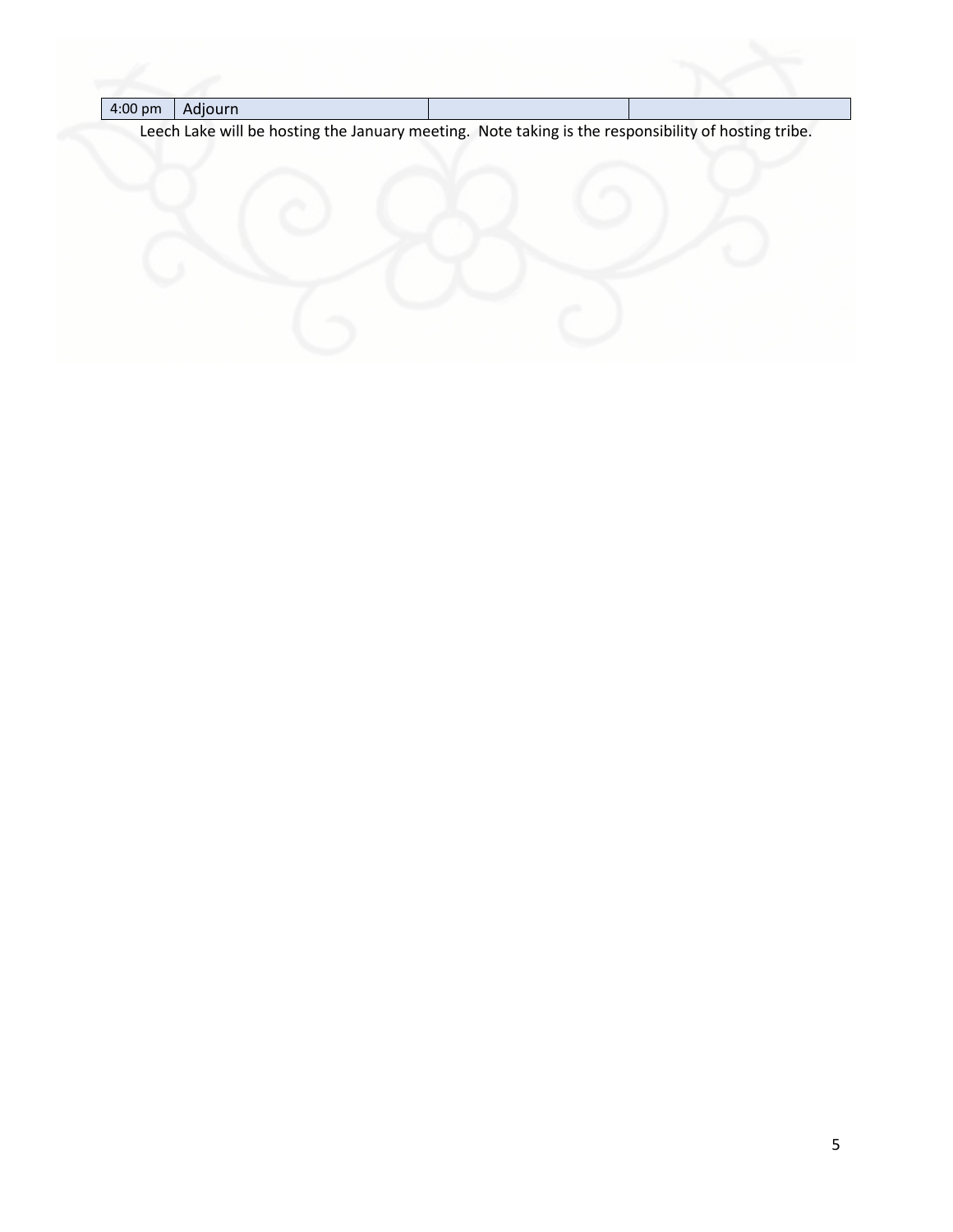| | | | |
|---|---|---|---|
| 4:00 pm | Adjourn | | |

Leech Lake will be hosting the January meeting.  Note taking is the responsibility of hosting tribe.